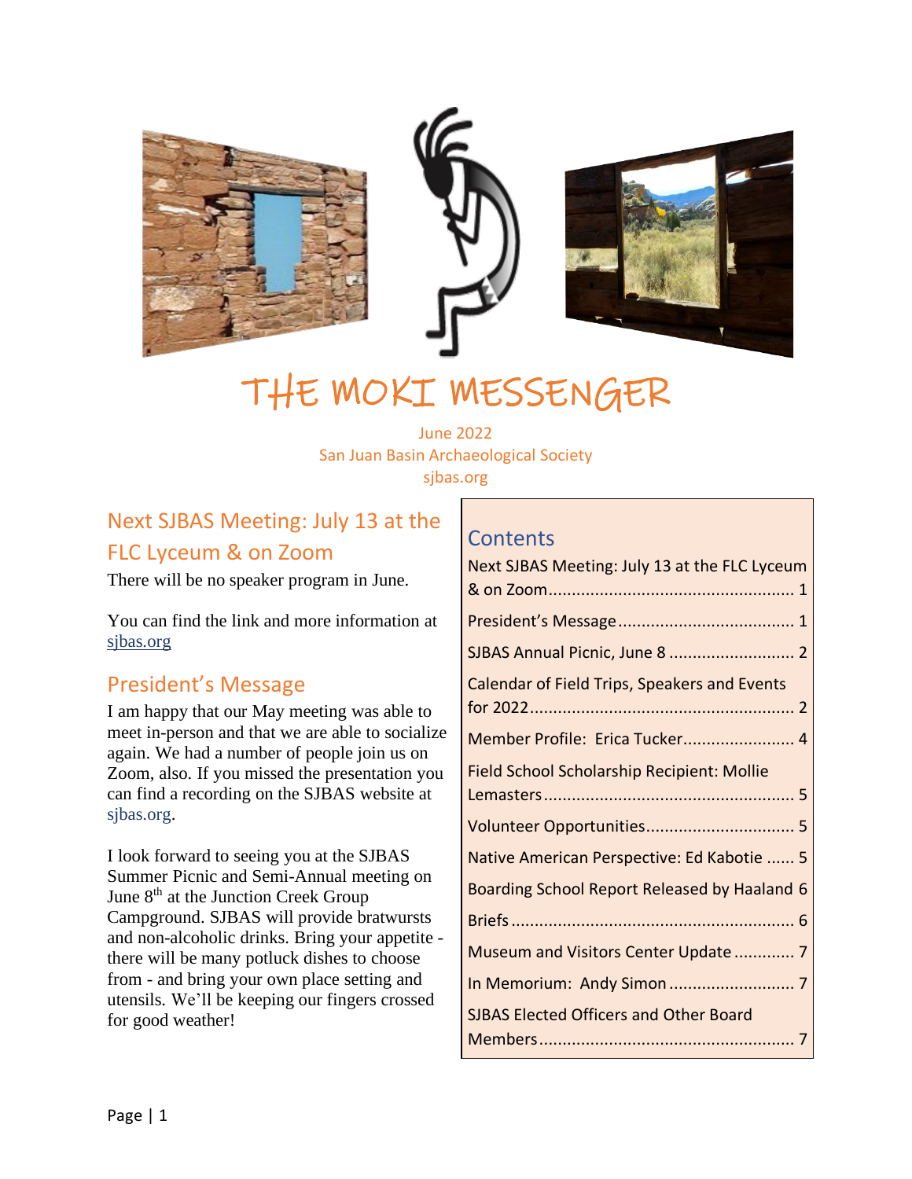# THE MOKI MESSENGER

June 2022
San Juan Basin Archaeological Society
sjbas.org

## Contents

- Next SJBAS Meeting: July 13 at the FLC Lyceum & on Zoom ..... 1
- President's Message ..... 1
- SJBAS Annual Picnic, June 8 ..... 2
- Calendar of Field Trips, Speakers and Events for 2022 ..... 2
- Member Profile: Erica Tucker ..... 4
- Field School Scholarship Recipient: Mollie Lemasters ..... 5
- Volunteer Opportunities ..... 5
- Native American Perspective: Ed Kabotie ..... 5
- Boarding School Report Released by Haaland ..... 6
- Briefs ..... 6
- Museum and Visitors Center Update ..... 7
- In Memorium: Andy Simon ..... 7
- SJBAS Elected Officers and Other Board Members ..... 7

## Next SJBAS Meeting: July 13 at the FLC Lyceum & on Zoom

There will be no speaker program in June.

You can find the link and more information at sjbas.org

## President's Message

I am happy that our May meeting was able to meet in-person and that we are able to socialize again. We had a number of people join us on Zoom, also. If you missed the presentation you can find a recording on the SJBAS website at sjbas.org.

I look forward to seeing you at the SJBAS Summer Picnic and Semi-Annual meeting on June 8th at the Junction Creek Group Campground. SJBAS will provide bratwursts and non-alcoholic drinks. Bring your appetite - there will be many potluck dishes to choose from - and bring your own place setting and utensils. We'll be keeping our fingers crossed for good weather!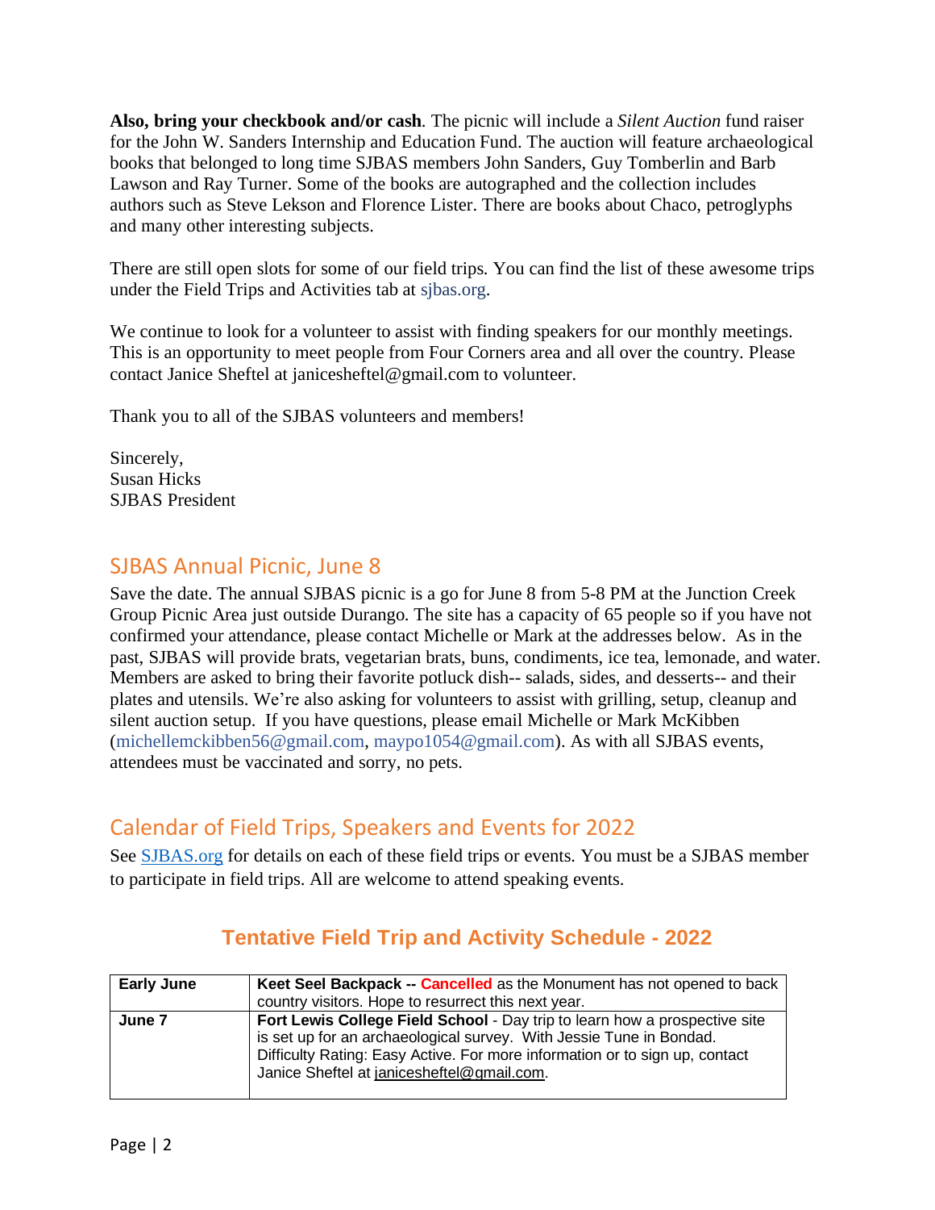**Also, bring your checkbook and/or cash**. The picnic will include a *Silent Auction* fund raiser for the John W. Sanders Internship and Education Fund. The auction will feature archaeological books that belonged to long time SJBAS members John Sanders, Guy Tomberlin and Barb Lawson and Ray Turner. Some of the books are autographed and the collection includes authors such as Steve Lekson and Florence Lister. There are books about Chaco, petroglyphs and many other interesting subjects.

There are still open slots for some of our field trips. You can find the list of these awesome trips under the Field Trips and Activities tab at sjbas.org.

We continue to look for a volunteer to assist with finding speakers for our monthly meetings. This is an opportunity to meet people from Four Corners area and all over the country. Please contact Janice Sheftel at janicesheftel@gmail.com to volunteer.

Thank you to all of the SJBAS volunteers and members!

Sincerely,
Susan Hicks
SJBAS President

## SJBAS Annual Picnic, June 8

Save the date. The annual SJBAS picnic is a go for June 8 from 5-8 PM at the Junction Creek Group Picnic Area just outside Durango. The site has a capacity of 65 people so if you have not confirmed your attendance, please contact Michelle or Mark at the addresses below. As in the past, SJBAS will provide brats, vegetarian brats, buns, condiments, ice tea, lemonade, and water. Members are asked to bring their favorite potluck dish-- salads, sides, and desserts-- and their plates and utensils. We're also asking for volunteers to assist with grilling, setup, cleanup and silent auction setup. If you have questions, please email Michelle or Mark McKibben (michellemckibben56@gmail.com, maypo1054@gmail.com). As with all SJBAS events, attendees must be vaccinated and sorry, no pets.

## Calendar of Field Trips, Speakers and Events for 2022

See [SJBAS.org](SJBAS.org) for details on each of these field trips or events. You must be a SJBAS member to participate in field trips. All are welcome to attend speaking events.

### Tentative Field Trip and Activity Schedule - 2022

| | |
|---|---|
| **Early June** | **Keet Seel Backpack -- Cancelled** as the Monument has not opened to back country visitors. Hope to resurrect this next year. |
| **June 7** | **Fort Lewis College Field School** - Day trip to learn how a prospective site is set up for an archaeological survey. With Jessie Tune in Bondad. Difficulty Rating: Easy Active. For more information or to sign up, contact Janice Sheftel at janicesheftel@gmail.com. |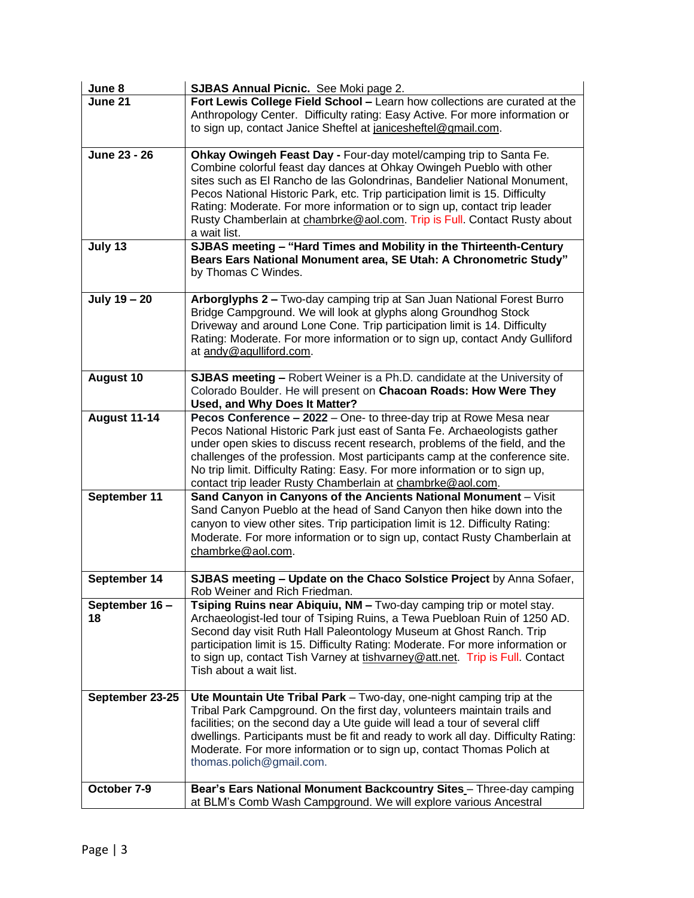| | |
|---|---|
| **June 8** | **SJBAS Annual Picnic.** See Moki page 2. |
| **June 21** | **Fort Lewis College Field School –** Learn how collections are curated at the Anthropology Center. Difficulty rating: Easy Active. For more information or to sign up, contact Janice Sheftel at janicesheftel@gmail.com. |
| **June 23 - 26** | **Ohkay Owingeh Feast Day -** Four-day motel/camping trip to Santa Fe. Combine colorful feast day dances at Ohkay Owingeh Pueblo with other sites such as El Rancho de las Golondrinas, Bandelier National Monument, Pecos National Historic Park, etc. Trip participation limit is 15. Difficulty Rating: Moderate. For more information or to sign up, contact trip leader Rusty Chamberlain at chambrke@aol.com. Trip is Full. Contact Rusty about a wait list. |
| **July 13** | **SJBAS meeting – "Hard Times and Mobility in the Thirteenth-Century Bears Ears National Monument area, SE Utah: A Chronometric Study"** by Thomas C Windes. |
| **July 19 – 20** | **Arborglyphs 2 –** Two-day camping trip at San Juan National Forest Burro Bridge Campground. We will look at glyphs along Groundhog Stock Driveway and around Lone Cone. Trip participation limit is 14. Difficulty Rating: Moderate. For more information or to sign up, contact Andy Gulliford at andy@agulliford.com. |
| **August 10** | **SJBAS meeting –** Robert Weiner is a Ph.D. candidate at the University of Colorado Boulder. He will present on **Chacoan Roads: How Were They Used, and Why Does It Matter?** |
| **August 11-14** | **Pecos Conference – 2022** – One- to three-day trip at Rowe Mesa near Pecos National Historic Park just east of Santa Fe. Archaeologists gather under open skies to discuss recent research, problems of the field, and the challenges of the profession. Most participants camp at the conference site. No trip limit. Difficulty Rating: Easy. For more information or to sign up, contact trip leader Rusty Chamberlain at chambrke@aol.com. |
| **September 11** | **Sand Canyon in Canyons of the Ancients National Monument** – Visit Sand Canyon Pueblo at the head of Sand Canyon then hike down into the canyon to view other sites. Trip participation limit is 12. Difficulty Rating: Moderate. For more information or to sign up, contact Rusty Chamberlain at chambrke@aol.com. |
| **September 14** | **SJBAS meeting – Update on the Chaco Solstice Project** by Anna Sofaer, Rob Weiner and Rich Friedman. |
| **September 16 – 18** | **Tsiping Ruins near Abiquiu, NM –** Two-day camping trip or motel stay. Archaeologist-led tour of Tsiping Ruins, a Tewa Puebloan Ruin of 1250 AD. Second day visit Ruth Hall Paleontology Museum at Ghost Ranch. Trip participation limit is 15. Difficulty Rating: Moderate. For more information or to sign up, contact Tish Varney at tishvarney@att.net. Trip is Full. Contact Tish about a wait list. |
| **September 23-25** | **Ute Mountain Ute Tribal Park** – Two-day, one-night camping trip at the Tribal Park Campground. On the first day, volunteers maintain trails and facilities; on the second day a Ute guide will lead a tour of several cliff dwellings. Participants must be fit and ready to work all day. Difficulty Rating: Moderate. For more information or to sign up, contact Thomas Polich at thomas.polich@gmail.com. |
| **October 7-9** | **Bear's Ears National Monument Backcountry Sites** – Three-day camping at BLM's Comb Wash Campground. We will explore various Ancestral |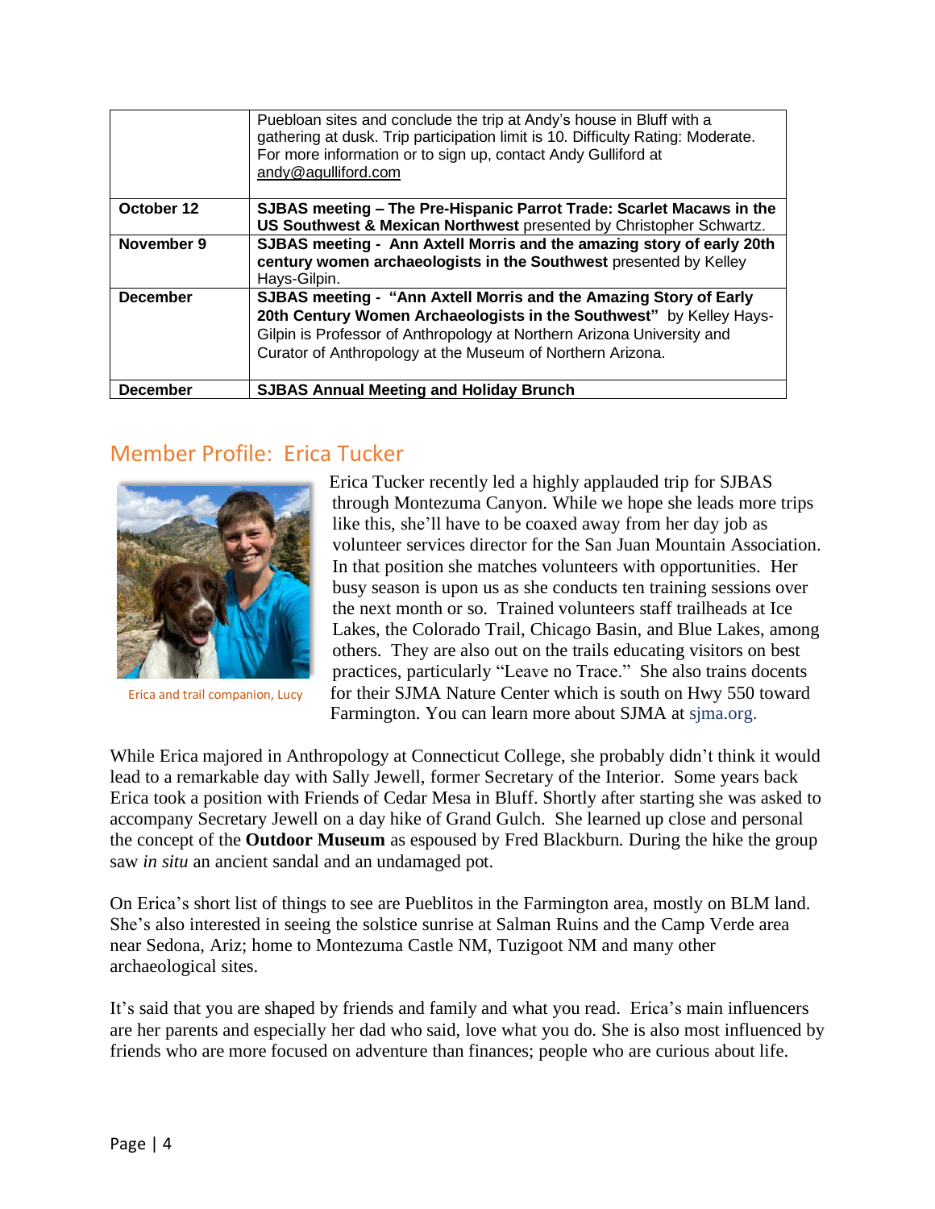| | |
|---|---|
| | Puebloan sites and conclude the trip at Andy's house in Bluff with a gathering at dusk. Trip participation limit is 10. Difficulty Rating: Moderate. For more information or to sign up, contact Andy Gulliford at andy@agulliford.com |
| **October 12** | **SJBAS meeting – The Pre-Hispanic Parrot Trade: Scarlet Macaws in the US Southwest & Mexican Northwest** presented by Christopher Schwartz. |
| **November 9** | **SJBAS meeting - Ann Axtell Morris and the amazing story of early 20th century women archaeologists in the Southwest** presented by Kelley Hays-Gilpin. |
| **December** | **SJBAS meeting - "Ann Axtell Morris and the Amazing Story of Early 20th Century Women Archaeologists in the Southwest"** by Kelley Hays-Gilpin is Professor of Anthropology at Northern Arizona University and Curator of Anthropology at the Museum of Northern Arizona. |
| **December** | **SJBAS Annual Meeting and Holiday Brunch** |

## Member Profile: Erica Tucker

Erica and trail companion, Lucy

Erica Tucker recently led a highly applauded trip for SJBAS through Montezuma Canyon. While we hope she leads more trips like this, she'll have to be coaxed away from her day job as volunteer services director for the San Juan Mountain Association. In that position she matches volunteers with opportunities. Her busy season is upon us as she conducts ten training sessions over the next month or so. Trained volunteers staff trailheads at Ice Lakes, the Colorado Trail, Chicago Basin, and Blue Lakes, among others. They are also out on the trails educating visitors on best practices, particularly "Leave no Trace." She also trains docents for their SJMA Nature Center which is south on Hwy 550 toward Farmington. You can learn more about SJMA at sjma.org.

While Erica majored in Anthropology at Connecticut College, she probably didn't think it would lead to a remarkable day with Sally Jewell, former Secretary of the Interior. Some years back Erica took a position with Friends of Cedar Mesa in Bluff. Shortly after starting she was asked to accompany Secretary Jewell on a day hike of Grand Gulch. She learned up close and personal the concept of the **Outdoor Museum** as espoused by Fred Blackburn. During the hike the group saw *in situ* an ancient sandal and an undamaged pot.

On Erica's short list of things to see are Pueblitos in the Farmington area, mostly on BLM land. She's also interested in seeing the solstice sunrise at Salman Ruins and the Camp Verde area near Sedona, Ariz; home to Montezuma Castle NM, Tuzigoot NM and many other archaeological sites.

It's said that you are shaped by friends and family and what you read. Erica's main influencers are her parents and especially her dad who said, love what you do. She is also most influenced by friends who are more focused on adventure than finances; people who are curious about life.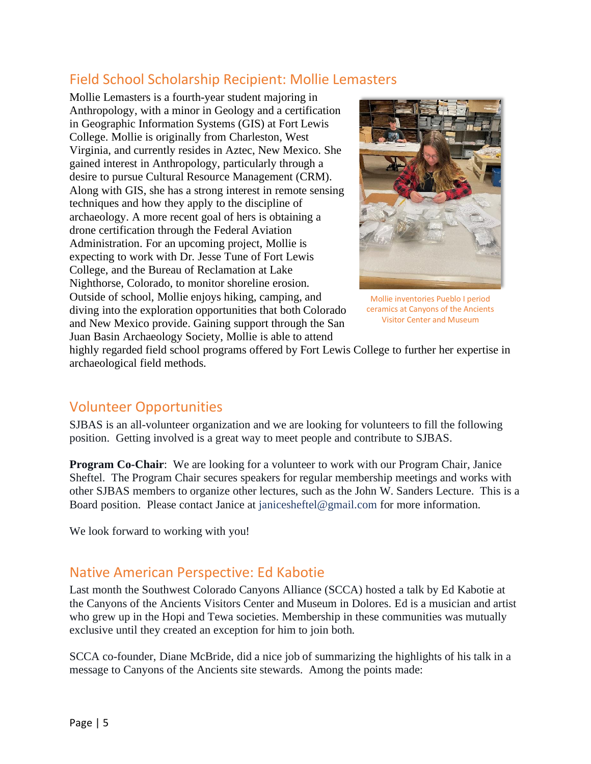## Field School Scholarship Recipient: Mollie Lemasters

Mollie Lemasters is a fourth-year student majoring in Anthropology, with a minor in Geology and a certification in Geographic Information Systems (GIS) at Fort Lewis College. Mollie is originally from Charleston, West Virginia, and currently resides in Aztec, New Mexico. She gained interest in Anthropology, particularly through a desire to pursue Cultural Resource Management (CRM). Along with GIS, she has a strong interest in remote sensing techniques and how they apply to the discipline of archaeology. A more recent goal of hers is obtaining a drone certification through the Federal Aviation Administration. For an upcoming project, Mollie is expecting to work with Dr. Jesse Tune of Fort Lewis College, and the Bureau of Reclamation at Lake Nighthorse, Colorado, to monitor shoreline erosion. Outside of school, Mollie enjoys hiking, camping, and diving into the exploration opportunities that both Colorado and New Mexico provide. Gaining support through the San Juan Basin Archaeology Society, Mollie is able to attend highly regarded field school programs offered by Fort Lewis College to further her expertise in archaeological field methods.

Mollie inventories Pueblo I period ceramics at Canyons of the Ancients Visitor Center and Museum

## Volunteer Opportunities

SJBAS is an all-volunteer organization and we are looking for volunteers to fill the following position. Getting involved is a great way to meet people and contribute to SJBAS.

**Program Co-Chair**: We are looking for a volunteer to work with our Program Chair, Janice Sheftel. The Program Chair secures speakers for regular membership meetings and works with other SJBAS members to organize other lectures, such as the John W. Sanders Lecture. This is a Board position. Please contact Janice at janicesheftel@gmail.com for more information.

We look forward to working with you!

## Native American Perspective: Ed Kabotie

Last month the Southwest Colorado Canyons Alliance (SCCA) hosted a talk by Ed Kabotie at the Canyons of the Ancients Visitors Center and Museum in Dolores. Ed is a musician and artist who grew up in the Hopi and Tewa societies. Membership in these communities was mutually exclusive until they created an exception for him to join both.

SCCA co-founder, Diane McBride, did a nice job of summarizing the highlights of his talk in a message to Canyons of the Ancients site stewards. Among the points made: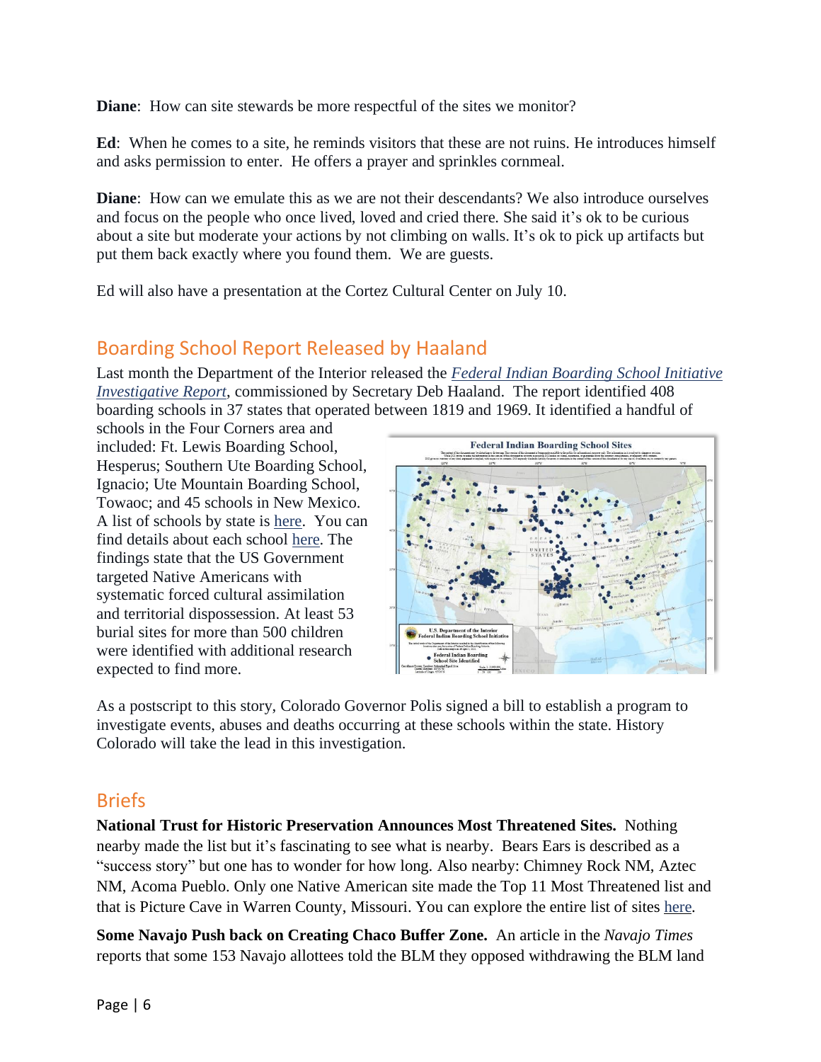**Diane**: How can site stewards be more respectful of the sites we monitor?

**Ed**: When he comes to a site, he reminds visitors that these are not ruins. He introduces himself and asks permission to enter. He offers a prayer and sprinkles cornmeal.

**Diane**: How can we emulate this as we are not their descendants? We also introduce ourselves and focus on the people who once lived, loved and cried there. She said it's ok to be curious about a site but moderate your actions by not climbing on walls. It's ok to pick up artifacts but put them back exactly where you found them. We are guests.

Ed will also have a presentation at the Cortez Cultural Center on July 10.

## Boarding School Report Released by Haaland

Last month the Department of the Interior released the *Federal Indian Boarding School Initiative Investigative Report*, commissioned by Secretary Deb Haaland. The report identified 408 boarding schools in 37 states that operated between 1819 and 1969. It identified a handful of schools in the Four Corners area and included: Ft. Lewis Boarding School, Hesperus; Southern Ute Boarding School, Ignacio; Ute Mountain Boarding School, Towaoc; and 45 schools in New Mexico. A list of schools by state is here. You can find details about each school here. The findings state that the US Government targeted Native Americans with systematic forced cultural assimilation and territorial dispossession. At least 53 burial sites for more than 500 children were identified with additional research expected to find more.

As a postscript to this story, Colorado Governor Polis signed a bill to establish a program to investigate events, abuses and deaths occurring at these schools within the state. History Colorado will take the lead in this investigation.

## Briefs

**National Trust for Historic Preservation Announces Most Threatened Sites.** Nothing nearby made the list but it's fascinating to see what is nearby. Bears Ears is described as a "success story" but one has to wonder for how long. Also nearby: Chimney Rock NM, Aztec NM, Acoma Pueblo. Only one Native American site made the Top 11 Most Threatened list and that is Picture Cave in Warren County, Missouri. You can explore the entire list of sites here.

**Some Navajo Push back on Creating Chaco Buffer Zone.** An article in the *Navajo Times* reports that some 153 Navajo allottees told the BLM they opposed withdrawing the BLM land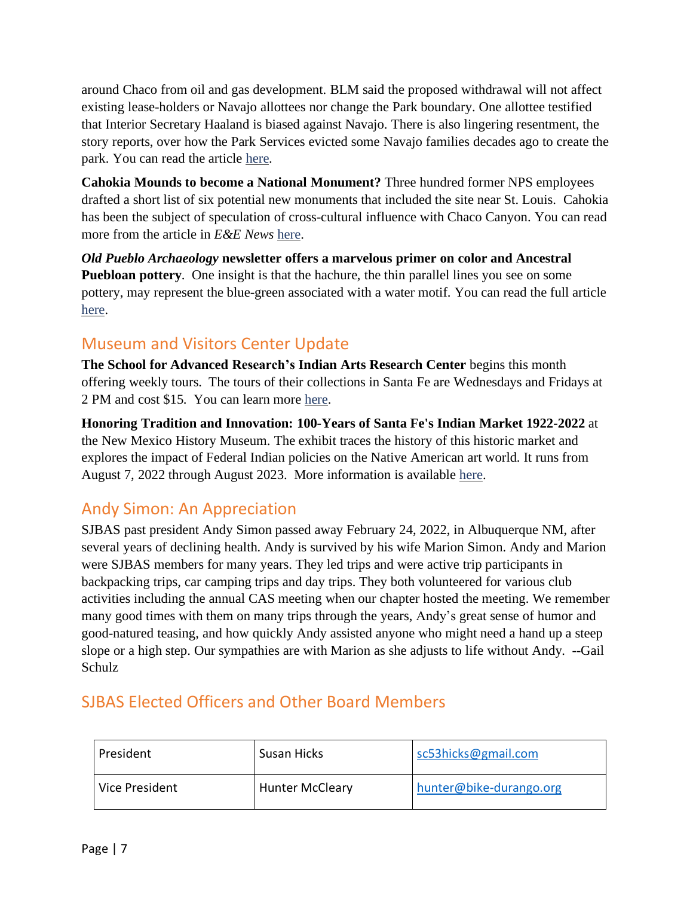around Chaco from oil and gas development. BLM said the proposed withdrawal will not affect existing lease-holders or Navajo allottees nor change the Park boundary. One allottee testified that Interior Secretary Haaland is biased against Navajo. There is also lingering resentment, the story reports, over how the Park Services evicted some Navajo families decades ago to create the park. You can read the article here.

**Cahokia Mounds to become a National Monument?** Three hundred former NPS employees drafted a short list of six potential new monuments that included the site near St. Louis. Cahokia has been the subject of speculation of cross-cultural influence with Chaco Canyon. You can read more from the article in *E&E News* here.

***Old Pueblo Archaeology* newsletter offers a marvelous primer on color and Ancestral Puebloan pottery**. One insight is that the hachure, the thin parallel lines you see on some pottery, may represent the blue-green associated with a water motif. You can read the full article here.

## Museum and Visitors Center Update

**The School for Advanced Research's Indian Arts Research Center** begins this month offering weekly tours. The tours of their collections in Santa Fe are Wednesdays and Fridays at 2 PM and cost $15. You can learn more here.

**Honoring Tradition and Innovation: 100-Years of Santa Fe's Indian Market 1922-2022** at the New Mexico History Museum. The exhibit traces the history of this historic market and explores the impact of Federal Indian policies on the Native American art world. It runs from August 7, 2022 through August 2023. More information is available here.

## Andy Simon: An Appreciation

SJBAS past president Andy Simon passed away February 24, 2022, in Albuquerque NM, after several years of declining health. Andy is survived by his wife Marion Simon. Andy and Marion were SJBAS members for many years. They led trips and were active trip participants in backpacking trips, car camping trips and day trips. They both volunteered for various club activities including the annual CAS meeting when our chapter hosted the meeting. We remember many good times with them on many trips through the years, Andy's great sense of humor and good-natured teasing, and how quickly Andy assisted anyone who might need a hand up a steep slope or a high step. Our sympathies are with Marion as she adjusts to life without Andy. --Gail Schulz

## SJBAS Elected Officers and Other Board Members

| | | |
|---|---|---|
| President | Susan Hicks | sc53hicks@gmail.com |
| Vice President | Hunter McCleary | hunter@bike-durango.org |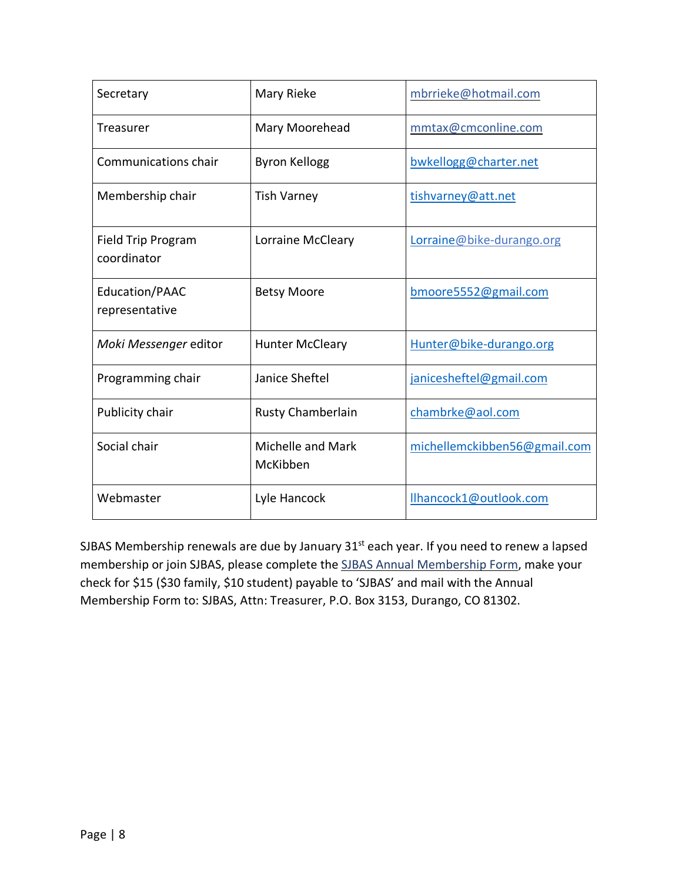| | | |
|---|---|---|
| Secretary | Mary Rieke | mbrrieke@hotmail.com |
| Treasurer | Mary Moorehead | mmtax@cmconline.com |
| Communications chair | Byron Kellogg | bwkellogg@charter.net |
| Membership chair | Tish Varney | tishvarney@att.net |
| Field Trip Program coordinator | Lorraine McCleary | Lorraine@bike-durango.org |
| Education/PAAC representative | Betsy Moore | bmoore5552@gmail.com |
| *Moki Messenger* editor | Hunter McCleary | Hunter@bike-durango.org |
| Programming chair | Janice Sheftel | janicesheftel@gmail.com |
| Publicity chair | Rusty Chamberlain | chambrke@aol.com |
| Social chair | Michelle and Mark McKibben | michellemckibben56@gmail.com |
| Webmaster | Lyle Hancock | llhancock1@outlook.com |

SJBAS Membership renewals are due by January 31st each year. If you need to renew a lapsed membership or join SJBAS, please complete the SJBAS Annual Membership Form, make your check for $15 ($30 family, $10 student) payable to 'SJBAS' and mail with the Annual Membership Form to: SJBAS, Attn: Treasurer, P.O. Box 3153, Durango, CO 81302.